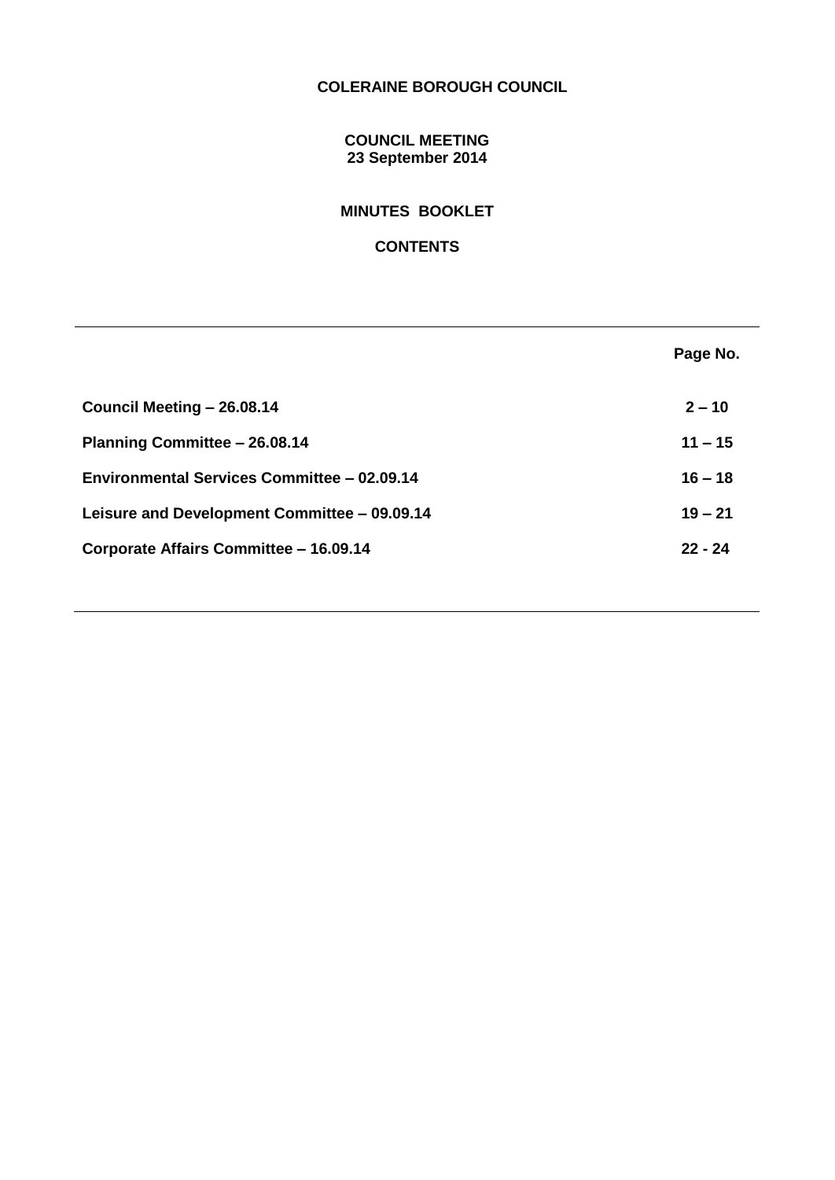# COLERAINE BOROUGH COUNCIL

## COUNCIL MEETING
## 23 September 2014

## MINUTES BOOKLET

## CONTENTS

| | Page No. |
|---|---|
| **Council Meeting – 26.08.14** | **2 – 10** |
| **Planning Committee – 26.08.14** | **11 – 15** |
| **Environmental Services Committee – 02.09.14** | **16 – 18** |
| **Leisure and Development Committee – 09.09.14** | **19 – 21** |
| **Corporate Affairs Committee – 16.09.14** | **22 - 24** |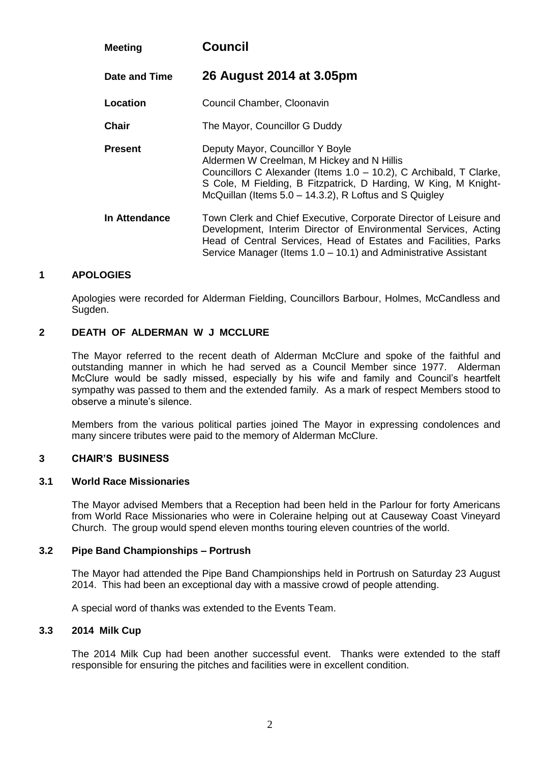| | |
|---|---|
| **Meeting** | **Council** |
| **Date and Time** | **26 August 2014 at 3.05pm** |
| **Location** | Council Chamber, Cloonavin |
| **Chair** | The Mayor, Councillor G Duddy |
| **Present** | Deputy Mayor, Councillor Y Boyle<br>Aldermen W Creelman, M Hickey and N Hillis<br>Councillors C Alexander (Items 1.0 – 10.2), C Archibald, T Clarke, S Cole, M Fielding, B Fitzpatrick, D Harding, W King, M Knight-McQuillan (Items 5.0 – 14.3.2), R Loftus and S Quigley |
| **In Attendance** | Town Clerk and Chief Executive, Corporate Director of Leisure and Development, Interim Director of Environmental Services, Acting Head of Central Services, Head of Estates and Facilities, Parks Service Manager (Items 1.0 – 10.1) and Administrative Assistant |

## 1 APOLOGIES

Apologies were recorded for Alderman Fielding, Councillors Barbour, Holmes, McCandless and Sugden.

## 2 DEATH OF ALDERMAN W J MCCLURE

The Mayor referred to the recent death of Alderman McClure and spoke of the faithful and outstanding manner in which he had served as a Council Member since 1977. Alderman McClure would be sadly missed, especially by his wife and family and Council's heartfelt sympathy was passed to them and the extended family. As a mark of respect Members stood to observe a minute's silence.

Members from the various political parties joined The Mayor in expressing condolences and many sincere tributes were paid to the memory of Alderman McClure.

## 3 CHAIR'S BUSINESS

### 3.1 World Race Missionaries

The Mayor advised Members that a Reception had been held in the Parlour for forty Americans from World Race Missionaries who were in Coleraine helping out at Causeway Coast Vineyard Church. The group would spend eleven months touring eleven countries of the world.

### 3.2 Pipe Band Championships – Portrush

The Mayor had attended the Pipe Band Championships held in Portrush on Saturday 23 August 2014. This had been an exceptional day with a massive crowd of people attending.

A special word of thanks was extended to the Events Team.

### 3.3 2014 Milk Cup

The 2014 Milk Cup had been another successful event. Thanks were extended to the staff responsible for ensuring the pitches and facilities were in excellent condition.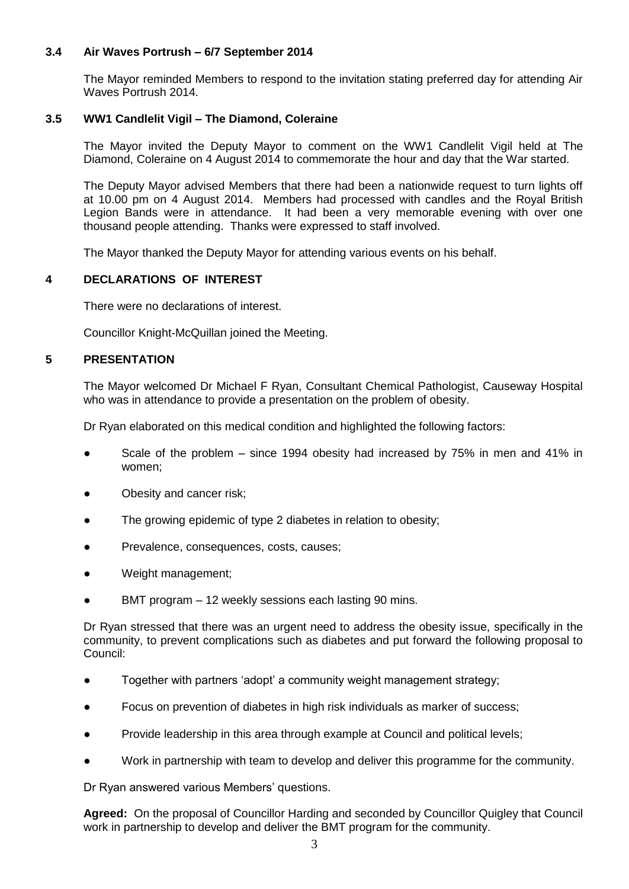### 3.4 Air Waves Portrush – 6/7 September 2014

The Mayor reminded Members to respond to the invitation stating preferred day for attending Air Waves Portrush 2014.

### 3.5 WW1 Candlelit Vigil – The Diamond, Coleraine

The Mayor invited the Deputy Mayor to comment on the WW1 Candlelit Vigil held at The Diamond, Coleraine on 4 August 2014 to commemorate the hour and day that the War started.

The Deputy Mayor advised Members that there had been a nationwide request to turn lights off at 10.00 pm on 4 August 2014. Members had processed with candles and the Royal British Legion Bands were in attendance. It had been a very memorable evening with over one thousand people attending. Thanks were expressed to staff involved.

The Mayor thanked the Deputy Mayor for attending various events on his behalf.

## 4 DECLARATIONS OF INTEREST

There were no declarations of interest.

Councillor Knight-McQuillan joined the Meeting.

## 5 PRESENTATION

The Mayor welcomed Dr Michael F Ryan, Consultant Chemical Pathologist, Causeway Hospital who was in attendance to provide a presentation on the problem of obesity.

Dr Ryan elaborated on this medical condition and highlighted the following factors:

- Scale of the problem – since 1994 obesity had increased by 75% in men and 41% in women;
- Obesity and cancer risk;
- The growing epidemic of type 2 diabetes in relation to obesity;
- Prevalence, consequences, costs, causes;
- Weight management;
- BMT program – 12 weekly sessions each lasting 90 mins.

Dr Ryan stressed that there was an urgent need to address the obesity issue, specifically in the community, to prevent complications such as diabetes and put forward the following proposal to Council:

- Together with partners 'adopt' a community weight management strategy;
- Focus on prevention of diabetes in high risk individuals as marker of success;
- Provide leadership in this area through example at Council and political levels;
- Work in partnership with team to develop and deliver this programme for the community.

Dr Ryan answered various Members' questions.

**Agreed:** On the proposal of Councillor Harding and seconded by Councillor Quigley that Council work in partnership to develop and deliver the BMT program for the community.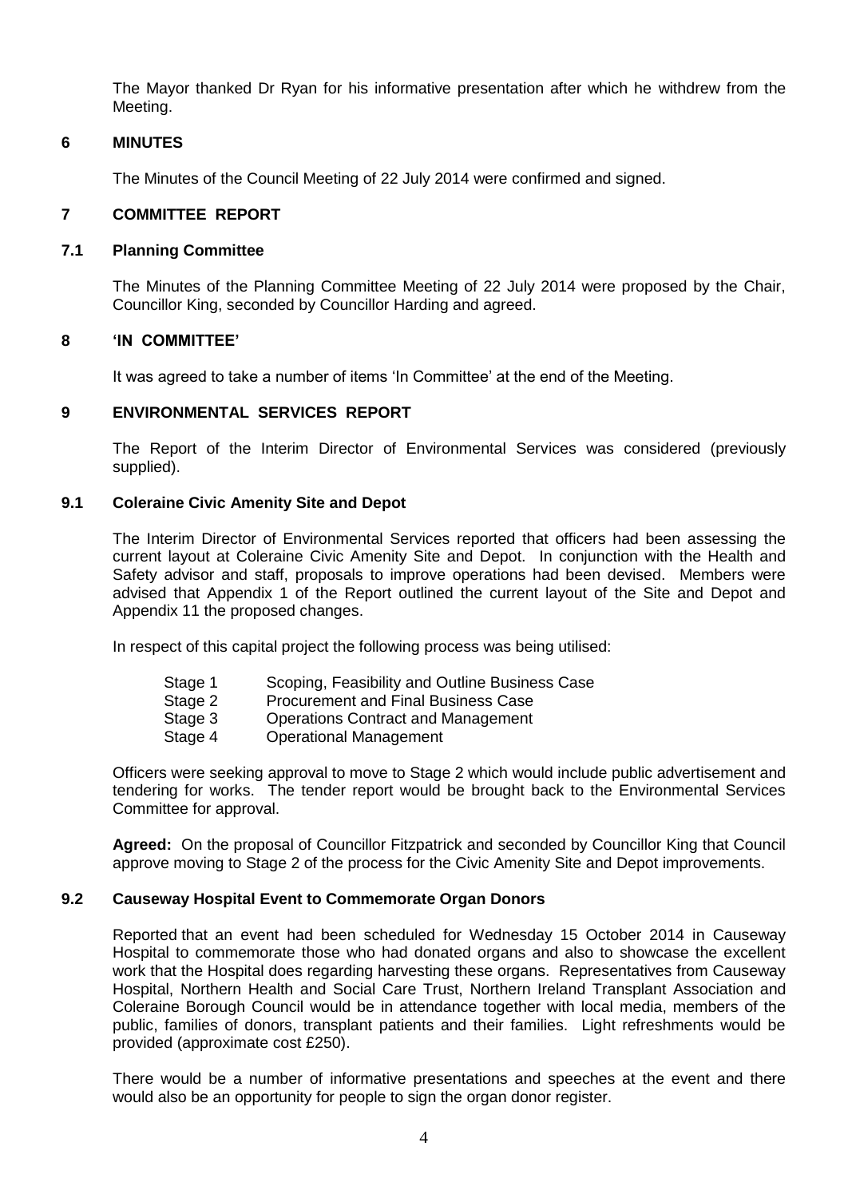The Mayor thanked Dr Ryan for his informative presentation after which he withdrew from the Meeting.

## 6 MINUTES

The Minutes of the Council Meeting of 22 July 2014 were confirmed and signed.

## 7 COMMITTEE REPORT

### 7.1 Planning Committee

The Minutes of the Planning Committee Meeting of 22 July 2014 were proposed by the Chair, Councillor King, seconded by Councillor Harding and agreed.

## 8 'IN COMMITTEE'

It was agreed to take a number of items 'In Committee' at the end of the Meeting.

## 9 ENVIRONMENTAL SERVICES REPORT

The Report of the Interim Director of Environmental Services was considered (previously supplied).

### 9.1 Coleraine Civic Amenity Site and Depot

The Interim Director of Environmental Services reported that officers had been assessing the current layout at Coleraine Civic Amenity Site and Depot. In conjunction with the Health and Safety advisor and staff, proposals to improve operations had been devised. Members were advised that Appendix 1 of the Report outlined the current layout of the Site and Depot and Appendix 11 the proposed changes.

In respect of this capital project the following process was being utilised:

- Stage 1 Scoping, Feasibility and Outline Business Case
- Stage 2 Procurement and Final Business Case
- Stage 3 Operations Contract and Management
- Stage 4 Operational Management

Officers were seeking approval to move to Stage 2 which would include public advertisement and tendering for works. The tender report would be brought back to the Environmental Services Committee for approval.

**Agreed:** On the proposal of Councillor Fitzpatrick and seconded by Councillor King that Council approve moving to Stage 2 of the process for the Civic Amenity Site and Depot improvements.

### 9.2 Causeway Hospital Event to Commemorate Organ Donors

Reported that an event had been scheduled for Wednesday 15 October 2014 in Causeway Hospital to commemorate those who had donated organs and also to showcase the excellent work that the Hospital does regarding harvesting these organs. Representatives from Causeway Hospital, Northern Health and Social Care Trust, Northern Ireland Transplant Association and Coleraine Borough Council would be in attendance together with local media, members of the public, families of donors, transplant patients and their families. Light refreshments would be provided (approximate cost £250).

There would be a number of informative presentations and speeches at the event and there would also be an opportunity for people to sign the organ donor register.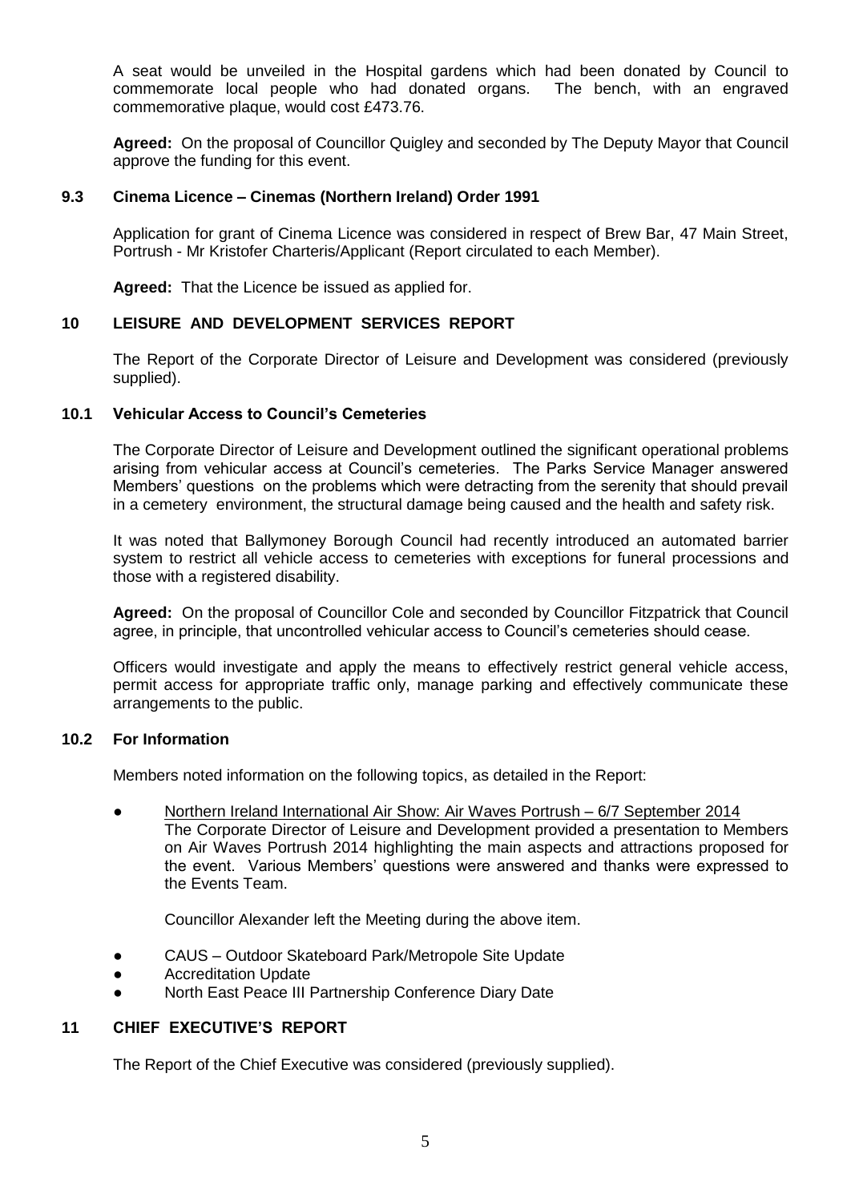A seat would be unveiled in the Hospital gardens which had been donated by Council to commemorate local people who had donated organs. The bench, with an engraved commemorative plaque, would cost £473.76.

**Agreed:** On the proposal of Councillor Quigley and seconded by The Deputy Mayor that Council approve the funding for this event.

### 9.3 Cinema Licence – Cinemas (Northern Ireland) Order 1991

Application for grant of Cinema Licence was considered in respect of Brew Bar, 47 Main Street, Portrush - Mr Kristofer Charteris/Applicant (Report circulated to each Member).

**Agreed:** That the Licence be issued as applied for.

## 10 LEISURE AND DEVELOPMENT SERVICES REPORT

The Report of the Corporate Director of Leisure and Development was considered (previously supplied).

### 10.1 Vehicular Access to Council's Cemeteries

The Corporate Director of Leisure and Development outlined the significant operational problems arising from vehicular access at Council's cemeteries. The Parks Service Manager answered Members' questions on the problems which were detracting from the serenity that should prevail in a cemetery environment, the structural damage being caused and the health and safety risk.

It was noted that Ballymoney Borough Council had recently introduced an automated barrier system to restrict all vehicle access to cemeteries with exceptions for funeral processions and those with a registered disability.

**Agreed:** On the proposal of Councillor Cole and seconded by Councillor Fitzpatrick that Council agree, in principle, that uncontrolled vehicular access to Council's cemeteries should cease.

Officers would investigate and apply the means to effectively restrict general vehicle access, permit access for appropriate traffic only, manage parking and effectively communicate these arrangements to the public.

### 10.2 For Information

Members noted information on the following topics, as detailed in the Report:

- Northern Ireland International Air Show: Air Waves Portrush – 6/7 September 2014
  The Corporate Director of Leisure and Development provided a presentation to Members on Air Waves Portrush 2014 highlighting the main aspects and attractions proposed for the event. Various Members' questions were answered and thanks were expressed to the Events Team.

  Councillor Alexander left the Meeting during the above item.

- CAUS – Outdoor Skateboard Park/Metropole Site Update
- Accreditation Update
- North East Peace III Partnership Conference Diary Date

## 11 CHIEF EXECUTIVE'S REPORT

The Report of the Chief Executive was considered (previously supplied).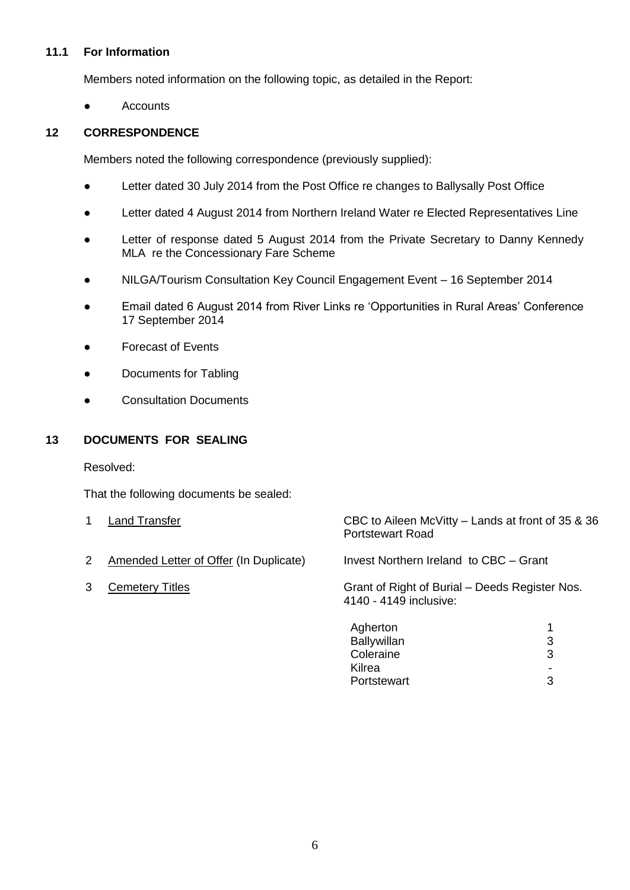### 11.1 For Information

Members noted information on the following topic, as detailed in the Report:

- Accounts

## 12 CORRESPONDENCE

Members noted the following correspondence (previously supplied):

- Letter dated 30 July 2014 from the Post Office re changes to Ballysally Post Office
- Letter dated 4 August 2014 from Northern Ireland Water re Elected Representatives Line
- Letter of response dated 5 August 2014 from the Private Secretary to Danny Kennedy MLA re the Concessionary Fare Scheme
- NILGA/Tourism Consultation Key Council Engagement Event – 16 September 2014
- Email dated 6 August 2014 from River Links re 'Opportunities in Rural Areas' Conference 17 September 2014
- Forecast of Events
- Documents for Tabling
- Consultation Documents

## 13 DOCUMENTS FOR SEALING

Resolved:

That the following documents be sealed:

1. Land Transfer — CBC to Aileen McVitty – Lands at front of 35 & 36 Portstewart Road
2. Amended Letter of Offer (In Duplicate) — Invest Northern Ireland to CBC – Grant
3. Cemetery Titles — Grant of Right of Burial – Deeds Register Nos. 4140 - 4149 inclusive:

| Cemetery | Number |
|---|---|
| Agherton | 1 |
| Ballywillan | 3 |
| Coleraine | 3 |
| Kilrea | - |
| Portstewart | 3 |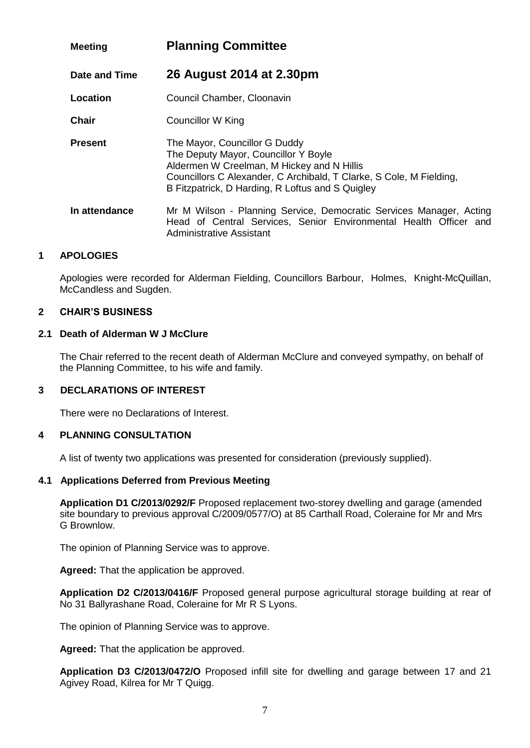| | |
|---|---|
| **Meeting** | **Planning Committee** |
| **Date and Time** | **26 August 2014 at 2.30pm** |
| **Location** | Council Chamber, Cloonavin |
| **Chair** | Councillor W King |
| **Present** | The Mayor, Councillor G Duddy<br>The Deputy Mayor, Councillor Y Boyle<br>Aldermen W Creelman, M Hickey and N Hillis<br>Councillors C Alexander, C Archibald, T Clarke, S Cole, M Fielding, B Fitzpatrick, D Harding, R Loftus and S Quigley |
| **In attendance** | Mr M Wilson - Planning Service, Democratic Services Manager, Acting Head of Central Services, Senior Environmental Health Officer and Administrative Assistant |

## 1 APOLOGIES

Apologies were recorded for Alderman Fielding, Councillors Barbour, Holmes, Knight-McQuillan, McCandless and Sugden.

## 2 CHAIR'S BUSINESS

### 2.1 Death of Alderman W J McClure

The Chair referred to the recent death of Alderman McClure and conveyed sympathy, on behalf of the Planning Committee, to his wife and family.

## 3 DECLARATIONS OF INTEREST

There were no Declarations of Interest.

## 4 PLANNING CONSULTATION

A list of twenty two applications was presented for consideration (previously supplied).

### 4.1 Applications Deferred from Previous Meeting

**Application D1 C/2013/0292/F** Proposed replacement two-storey dwelling and garage (amended site boundary to previous approval C/2009/0577/O) at 85 Carthall Road, Coleraine for Mr and Mrs G Brownlow.

The opinion of Planning Service was to approve.

**Agreed:** That the application be approved.

**Application D2 C/2013/0416/F** Proposed general purpose agricultural storage building at rear of No 31 Ballyrashane Road, Coleraine for Mr R S Lyons.

The opinion of Planning Service was to approve.

**Agreed:** That the application be approved.

**Application D3 C/2013/0472/O** Proposed infill site for dwelling and garage between 17 and 21 Agivey Road, Kilrea for Mr T Quigg.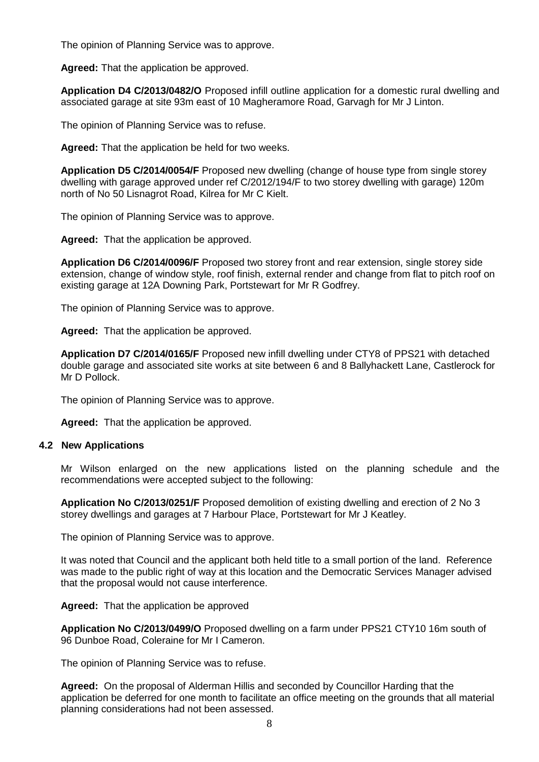The opinion of Planning Service was to approve.

**Agreed:** That the application be approved.

**Application D4 C/2013/0482/O** Proposed infill outline application for a domestic rural dwelling and associated garage at site 93m east of 10 Magheramore Road, Garvagh for Mr J Linton.

The opinion of Planning Service was to refuse.

**Agreed:** That the application be held for two weeks.

**Application D5 C/2014/0054/F** Proposed new dwelling (change of house type from single storey dwelling with garage approved under ref C/2012/194/F to two storey dwelling with garage) 120m north of No 50 Lisnagrot Road, Kilrea for Mr C Kielt.

The opinion of Planning Service was to approve.

**Agreed:** That the application be approved.

**Application D6 C/2014/0096/F** Proposed two storey front and rear extension, single storey side extension, change of window style, roof finish, external render and change from flat to pitch roof on existing garage at 12A Downing Park, Portstewart for Mr R Godfrey.

The opinion of Planning Service was to approve.

**Agreed:** That the application be approved.

**Application D7 C/2014/0165/F** Proposed new infill dwelling under CTY8 of PPS21 with detached double garage and associated site works at site between 6 and 8 Ballyhackett Lane, Castlerock for Mr D Pollock.

The opinion of Planning Service was to approve.

**Agreed:** That the application be approved.

### 4.2 New Applications

Mr Wilson enlarged on the new applications listed on the planning schedule and the recommendations were accepted subject to the following:

**Application No C/2013/0251/F** Proposed demolition of existing dwelling and erection of 2 No 3 storey dwellings and garages at 7 Harbour Place, Portstewart for Mr J Keatley.

The opinion of Planning Service was to approve.

It was noted that Council and the applicant both held title to a small portion of the land. Reference was made to the public right of way at this location and the Democratic Services Manager advised that the proposal would not cause interference.

**Agreed:** That the application be approved

**Application No C/2013/0499/O** Proposed dwelling on a farm under PPS21 CTY10 16m south of 96 Dunboe Road, Coleraine for Mr I Cameron.

The opinion of Planning Service was to refuse.

**Agreed:** On the proposal of Alderman Hillis and seconded by Councillor Harding that the application be deferred for one month to facilitate an office meeting on the grounds that all material planning considerations had not been assessed.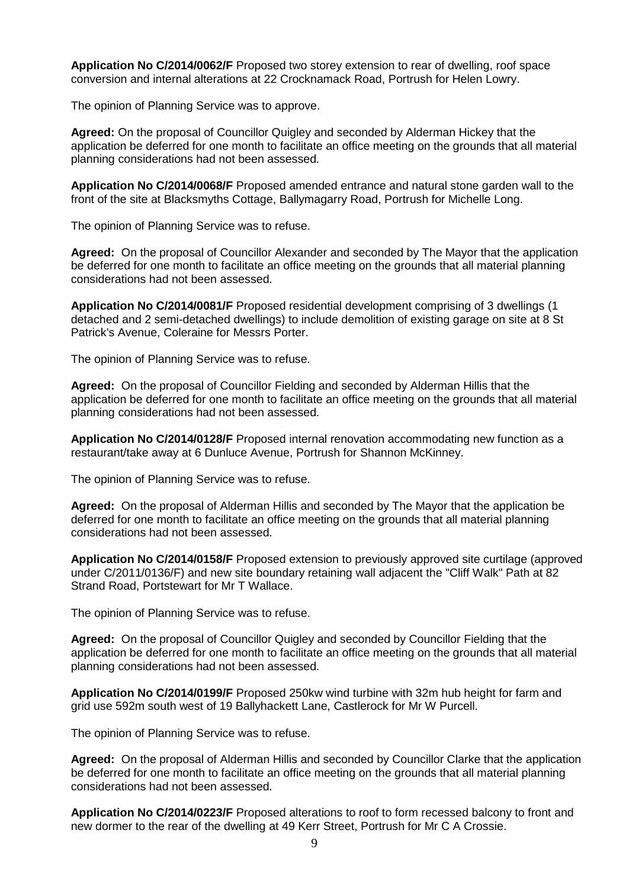**Application No C/2014/0062/F** Proposed two storey extension to rear of dwelling, roof space conversion and internal alterations at 22 Crocknamack Road, Portrush for Helen Lowry.

The opinion of Planning Service was to approve.

**Agreed:** On the proposal of Councillor Quigley and seconded by Alderman Hickey that the application be deferred for one month to facilitate an office meeting on the grounds that all material planning considerations had not been assessed.

**Application No C/2014/0068/F** Proposed amended entrance and natural stone garden wall to the front of the site at Blacksmyths Cottage, Ballymagarry Road, Portrush for Michelle Long.

The opinion of Planning Service was to refuse.

**Agreed:** On the proposal of Councillor Alexander and seconded by The Mayor that the application be deferred for one month to facilitate an office meeting on the grounds that all material planning considerations had not been assessed.

**Application No C/2014/0081/F** Proposed residential development comprising of 3 dwellings (1 detached and 2 semi-detached dwellings) to include demolition of existing garage on site at 8 St Patrick's Avenue, Coleraine for Messrs Porter.

The opinion of Planning Service was to refuse.

**Agreed:** On the proposal of Councillor Fielding and seconded by Alderman Hillis that the application be deferred for one month to facilitate an office meeting on the grounds that all material planning considerations had not been assessed.

**Application No C/2014/0128/F** Proposed internal renovation accommodating new function as a restaurant/take away at 6 Dunluce Avenue, Portrush for Shannon McKinney.

The opinion of Planning Service was to refuse.

**Agreed:** On the proposal of Alderman Hillis and seconded by The Mayor that the application be deferred for one month to facilitate an office meeting on the grounds that all material planning considerations had not been assessed.

**Application No C/2014/0158/F** Proposed extension to previously approved site curtilage (approved under C/2011/0136/F) and new site boundary retaining wall adjacent the "Cliff Walk" Path at 82 Strand Road, Portstewart for Mr T Wallace.

The opinion of Planning Service was to refuse.

**Agreed:** On the proposal of Councillor Quigley and seconded by Councillor Fielding that the application be deferred for one month to facilitate an office meeting on the grounds that all material planning considerations had not been assessed.

**Application No C/2014/0199/F** Proposed 250kw wind turbine with 32m hub height for farm and grid use 592m south west of 19 Ballyhackett Lane, Castlerock for Mr W Purcell.

The opinion of Planning Service was to refuse.

**Agreed:** On the proposal of Alderman Hillis and seconded by Councillor Clarke that the application be deferred for one month to facilitate an office meeting on the grounds that all material planning considerations had not been assessed.

**Application No C/2014/0223/F** Proposed alterations to roof to form recessed balcony to front and new dormer to the rear of the dwelling at 49 Kerr Street, Portrush for Mr C A Crossie.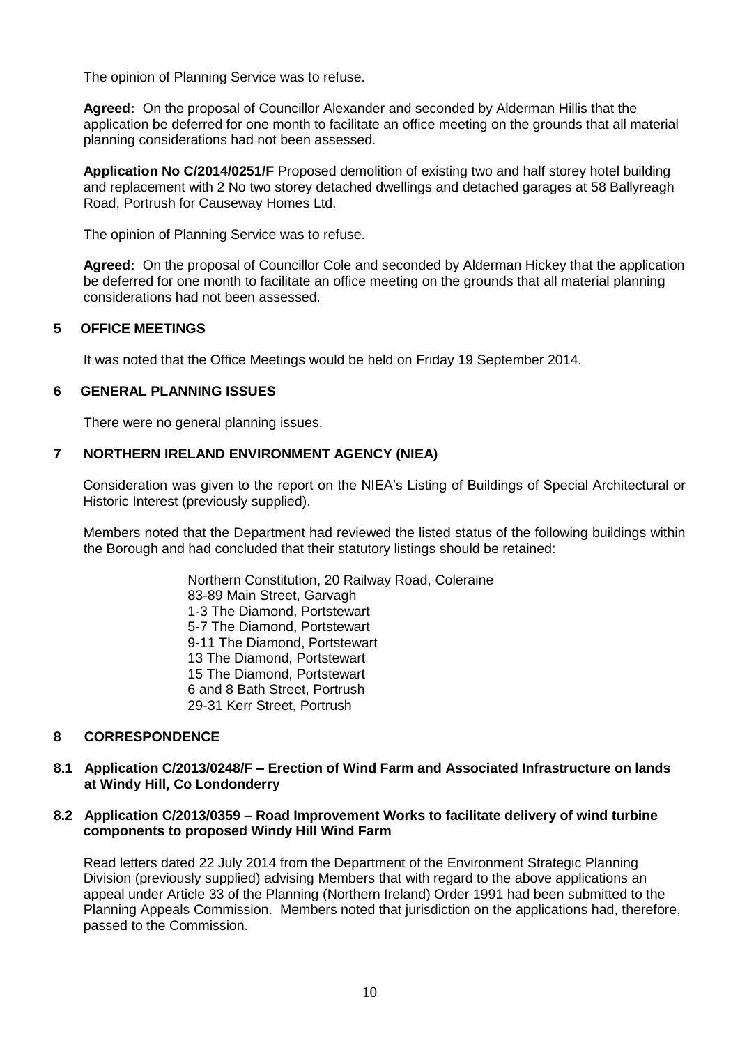The opinion of Planning Service was to refuse.

**Agreed:** On the proposal of Councillor Alexander and seconded by Alderman Hillis that the application be deferred for one month to facilitate an office meeting on the grounds that all material planning considerations had not been assessed.

**Application No C/2014/0251/F** Proposed demolition of existing two and half storey hotel building and replacement with 2 No two storey detached dwellings and detached garages at 58 Ballyreagh Road, Portrush for Causeway Homes Ltd.

The opinion of Planning Service was to refuse.

**Agreed:** On the proposal of Councillor Cole and seconded by Alderman Hickey that the application be deferred for one month to facilitate an office meeting on the grounds that all material planning considerations had not been assessed.

## 5 OFFICE MEETINGS

It was noted that the Office Meetings would be held on Friday 19 September 2014.

## 6 GENERAL PLANNING ISSUES

There were no general planning issues.

## 7 NORTHERN IRELAND ENVIRONMENT AGENCY (NIEA)

Consideration was given to the report on the NIEA's Listing of Buildings of Special Architectural or Historic Interest (previously supplied).

Members noted that the Department had reviewed the listed status of the following buildings within the Borough and had concluded that their statutory listings should be retained:

Northern Constitution, 20 Railway Road, Coleraine
83-89 Main Street, Garvagh
1-3 The Diamond, Portstewart
5-7 The Diamond, Portstewart
9-11 The Diamond, Portstewart
13 The Diamond, Portstewart
15 The Diamond, Portstewart
6 and 8 Bath Street, Portrush
29-31 Kerr Street, Portrush

## 8 CORRESPONDENCE

### 8.1 Application C/2013/0248/F – Erection of Wind Farm and Associated Infrastructure on lands at Windy Hill, Co Londonderry

### 8.2 Application C/2013/0359 – Road Improvement Works to facilitate delivery of wind turbine components to proposed Windy Hill Wind Farm

Read letters dated 22 July 2014 from the Department of the Environment Strategic Planning Division (previously supplied) advising Members that with regard to the above applications an appeal under Article 33 of the Planning (Northern Ireland) Order 1991 had been submitted to the Planning Appeals Commission. Members noted that jurisdiction on the applications had, therefore, passed to the Commission.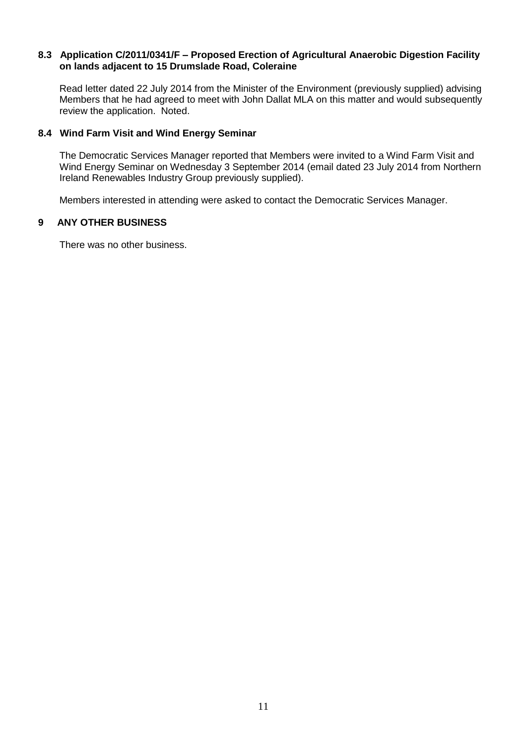**8.3 Application C/2011/0341/F – Proposed Erection of Agricultural Anaerobic Digestion Facility on lands adjacent to 15 Drumslade Road, Coleraine**

Read letter dated 22 July 2014 from the Minister of the Environment (previously supplied) advising Members that he had agreed to meet with John Dallat MLA on this matter and would subsequently review the application. Noted.

**8.4 Wind Farm Visit and Wind Energy Seminar**

The Democratic Services Manager reported that Members were invited to a Wind Farm Visit and Wind Energy Seminar on Wednesday 3 September 2014 (email dated 23 July 2014 from Northern Ireland Renewables Industry Group previously supplied).

Members interested in attending were asked to contact the Democratic Services Manager.

**9 ANY OTHER BUSINESS**

There was no other business.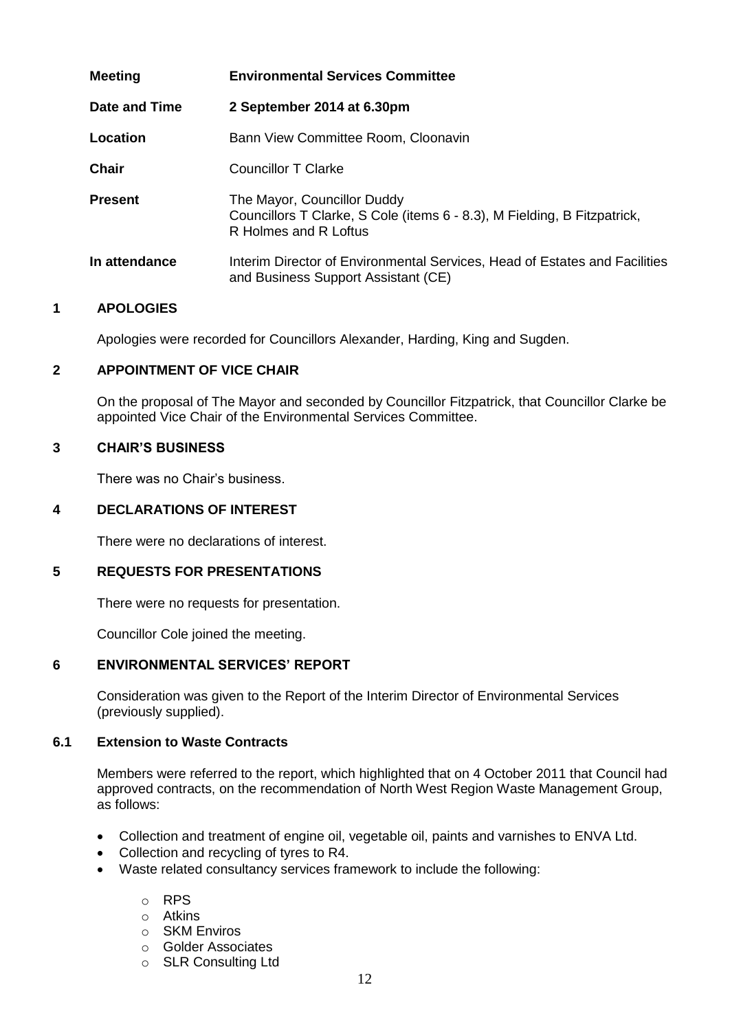| | |
|---|---|
| **Meeting** | **Environmental Services Committee** |
| **Date and Time** | **2 September 2014 at 6.30pm** |
| **Location** | Bann View Committee Room, Cloonavin |
| **Chair** | Councillor T Clarke |
| **Present** | The Mayor, Councillor Duddy<br>Councillors T Clarke, S Cole (items 6 - 8.3), M Fielding, B Fitzpatrick, R Holmes and R Loftus |
| **In attendance** | Interim Director of Environmental Services, Head of Estates and Facilities and Business Support Assistant (CE) |

## 1 APOLOGIES

Apologies were recorded for Councillors Alexander, Harding, King and Sugden.

## 2 APPOINTMENT OF VICE CHAIR

On the proposal of The Mayor and seconded by Councillor Fitzpatrick, that Councillor Clarke be appointed Vice Chair of the Environmental Services Committee.

## 3 CHAIR'S BUSINESS

There was no Chair's business.

## 4 DECLARATIONS OF INTEREST

There were no declarations of interest.

## 5 REQUESTS FOR PRESENTATIONS

There were no requests for presentation.

Councillor Cole joined the meeting.

## 6 ENVIRONMENTAL SERVICES' REPORT

Consideration was given to the Report of the Interim Director of Environmental Services (previously supplied).

### 6.1 Extension to Waste Contracts

Members were referred to the report, which highlighted that on 4 October 2011 that Council had approved contracts, on the recommendation of North West Region Waste Management Group, as follows:

- Collection and treatment of engine oil, vegetable oil, paints and varnishes to ENVA Ltd.
- Collection and recycling of tyres to R4.
- Waste related consultancy services framework to include the following:
  - RPS
  - Atkins
  - SKM Enviros
  - Golder Associates
  - SLR Consulting Ltd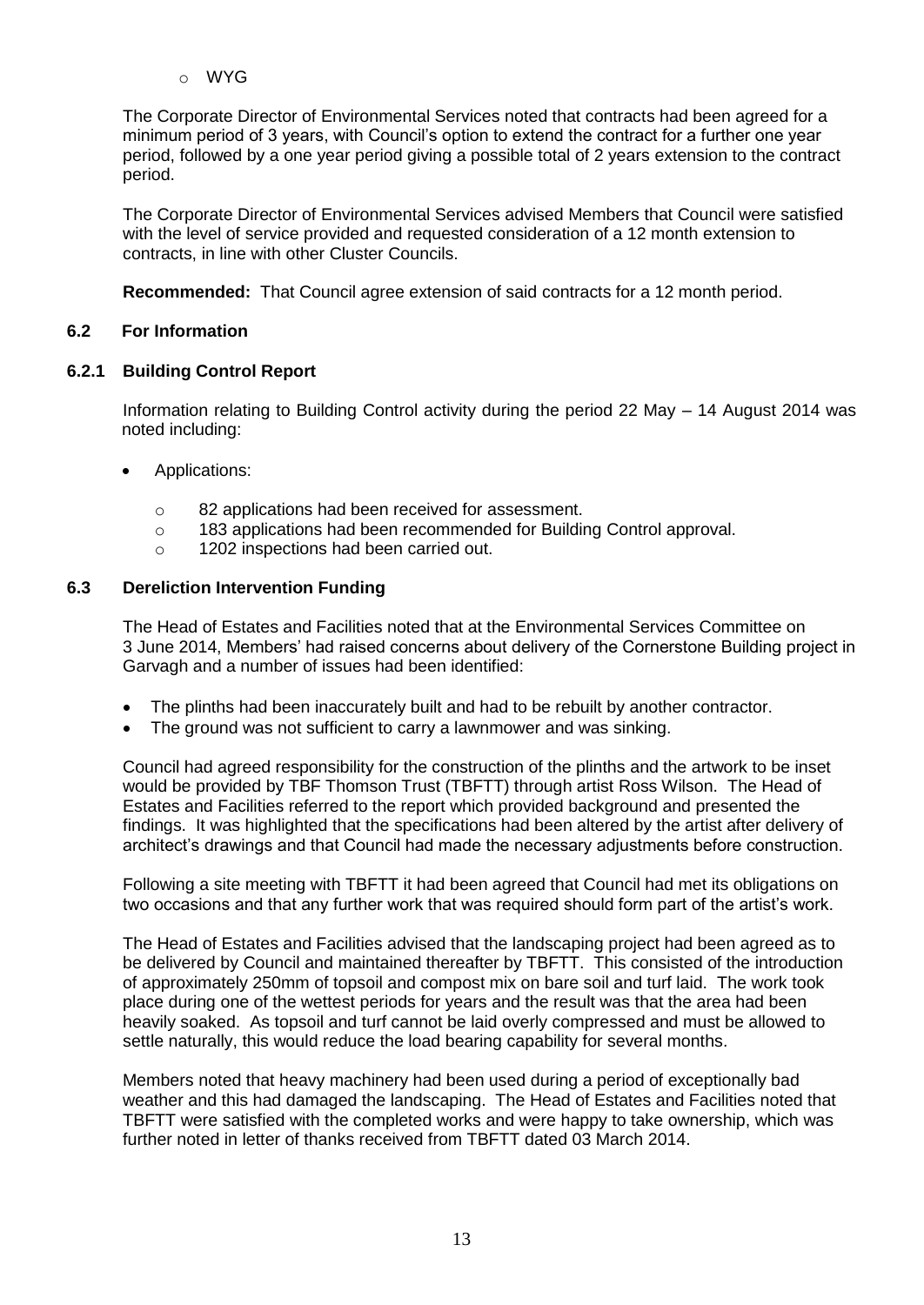- WYG

The Corporate Director of Environmental Services noted that contracts had been agreed for a minimum period of 3 years, with Council's option to extend the contract for a further one year period, followed by a one year period giving a possible total of 2 years extension to the contract period.

The Corporate Director of Environmental Services advised Members that Council were satisfied with the level of service provided and requested consideration of a 12 month extension to contracts, in line with other Cluster Councils.

**Recommended:** That Council agree extension of said contracts for a 12 month period.

### 6.2 For Information

### 6.2.1 Building Control Report

Information relating to Building Control activity during the period 22 May – 14 August 2014 was noted including:

- Applications:
  - 82 applications had been received for assessment.
  - 183 applications had been recommended for Building Control approval.
  - 1202 inspections had been carried out.

### 6.3 Dereliction Intervention Funding

The Head of Estates and Facilities noted that at the Environmental Services Committee on 3 June 2014, Members' had raised concerns about delivery of the Cornerstone Building project in Garvagh and a number of issues had been identified:

- The plinths had been inaccurately built and had to be rebuilt by another contractor.
- The ground was not sufficient to carry a lawnmower and was sinking.

Council had agreed responsibility for the construction of the plinths and the artwork to be inset would be provided by TBF Thomson Trust (TBFTT) through artist Ross Wilson. The Head of Estates and Facilities referred to the report which provided background and presented the findings. It was highlighted that the specifications had been altered by the artist after delivery of architect's drawings and that Council had made the necessary adjustments before construction.

Following a site meeting with TBFTT it had been agreed that Council had met its obligations on two occasions and that any further work that was required should form part of the artist's work.

The Head of Estates and Facilities advised that the landscaping project had been agreed as to be delivered by Council and maintained thereafter by TBFTT. This consisted of the introduction of approximately 250mm of topsoil and compost mix on bare soil and turf laid. The work took place during one of the wettest periods for years and the result was that the area had been heavily soaked. As topsoil and turf cannot be laid overly compressed and must be allowed to settle naturally, this would reduce the load bearing capability for several months.

Members noted that heavy machinery had been used during a period of exceptionally bad weather and this had damaged the landscaping. The Head of Estates and Facilities noted that TBFTT were satisfied with the completed works and were happy to take ownership, which was further noted in letter of thanks received from TBFTT dated 03 March 2014.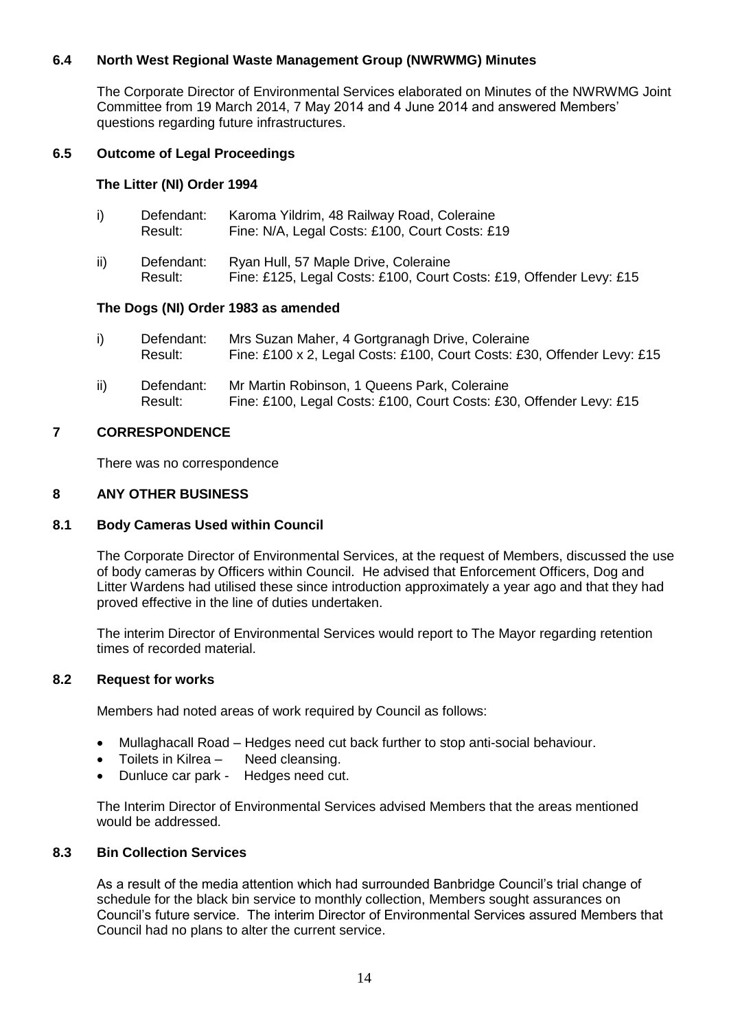### 6.4 North West Regional Waste Management Group (NWRWMG) Minutes

The Corporate Director of Environmental Services elaborated on Minutes of the NWRWMG Joint Committee from 19 March 2014, 7 May 2014 and 4 June 2014 and answered Members' questions regarding future infrastructures.

### 6.5 Outcome of Legal Proceedings

**The Litter (NI) Order 1994**

i) Defendant: Karoma Yildrim, 48 Railway Road, Coleraine
Result: Fine: N/A, Legal Costs: £100, Court Costs: £19

ii) Defendant: Ryan Hull, 57 Maple Drive, Coleraine
Result: Fine: £125, Legal Costs: £100, Court Costs: £19, Offender Levy: £15

**The Dogs (NI) Order 1983 as amended**

i) Defendant: Mrs Suzan Maher, 4 Gortgranagh Drive, Coleraine
Result: Fine: £100 x 2, Legal Costs: £100, Court Costs: £30, Offender Levy: £15

ii) Defendant: Mr Martin Robinson, 1 Queens Park, Coleraine
Result: Fine: £100, Legal Costs: £100, Court Costs: £30, Offender Levy: £15

## 7 CORRESPONDENCE

There was no correspondence

## 8 ANY OTHER BUSINESS

### 8.1 Body Cameras Used within Council

The Corporate Director of Environmental Services, at the request of Members, discussed the use of body cameras by Officers within Council. He advised that Enforcement Officers, Dog and Litter Wardens had utilised these since introduction approximately a year ago and that they had proved effective in the line of duties undertaken.

The interim Director of Environmental Services would report to The Mayor regarding retention times of recorded material.

### 8.2 Request for works

Members had noted areas of work required by Council as follows:

- Mullaghacall Road – Hedges need cut back further to stop anti-social behaviour.
- Toilets in Kilrea – Need cleansing.
- Dunluce car park - Hedges need cut.

The Interim Director of Environmental Services advised Members that the areas mentioned would be addressed.

### 8.3 Bin Collection Services

As a result of the media attention which had surrounded Banbridge Council's trial change of schedule for the black bin service to monthly collection, Members sought assurances on Council's future service. The interim Director of Environmental Services assured Members that Council had no plans to alter the current service.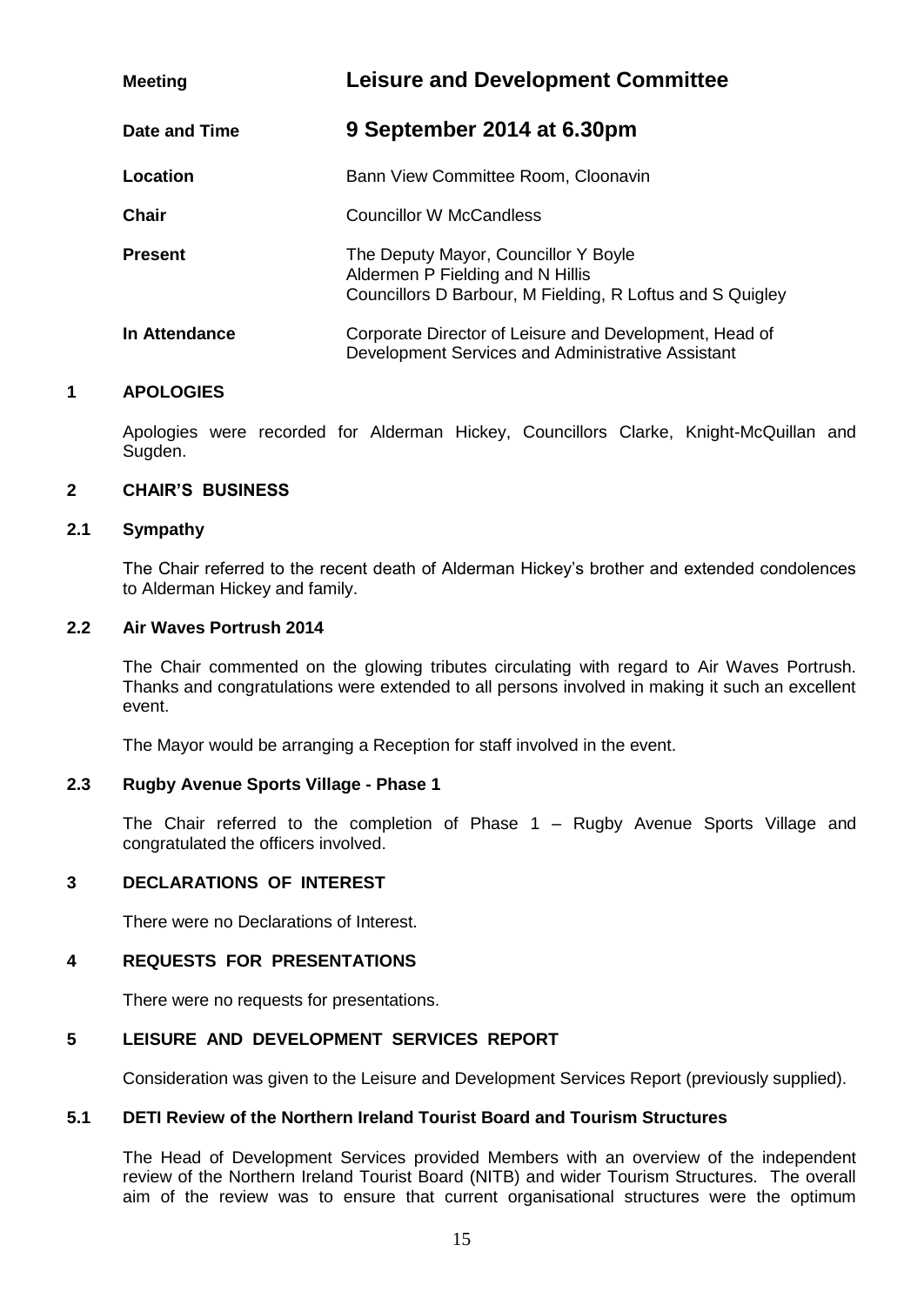| | |
|---|---|
| **Meeting** | **Leisure and Development Committee** |
| **Date and Time** | **9 September 2014 at 6.30pm** |
| **Location** | Bann View Committee Room, Cloonavin |
| **Chair** | Councillor W McCandless |
| **Present** | The Deputy Mayor, Councillor Y Boyle<br>Aldermen P Fielding and N Hillis<br>Councillors D Barbour, M Fielding, R Loftus and S Quigley |
| **In Attendance** | Corporate Director of Leisure and Development, Head of Development Services and Administrative Assistant |

## 1 APOLOGIES

Apologies were recorded for Alderman Hickey, Councillors Clarke, Knight-McQuillan and Sugden.

## 2 CHAIR'S BUSINESS

### 2.1 Sympathy

The Chair referred to the recent death of Alderman Hickey's brother and extended condolences to Alderman Hickey and family.

### 2.2 Air Waves Portrush 2014

The Chair commented on the glowing tributes circulating with regard to Air Waves Portrush. Thanks and congratulations were extended to all persons involved in making it such an excellent event.

The Mayor would be arranging a Reception for staff involved in the event.

### 2.3 Rugby Avenue Sports Village - Phase 1

The Chair referred to the completion of Phase 1 – Rugby Avenue Sports Village and congratulated the officers involved.

## 3 DECLARATIONS OF INTEREST

There were no Declarations of Interest.

## 4 REQUESTS FOR PRESENTATIONS

There were no requests for presentations.

## 5 LEISURE AND DEVELOPMENT SERVICES REPORT

Consideration was given to the Leisure and Development Services Report (previously supplied).

### 5.1 DETI Review of the Northern Ireland Tourist Board and Tourism Structures

The Head of Development Services provided Members with an overview of the independent review of the Northern Ireland Tourist Board (NITB) and wider Tourism Structures. The overall aim of the review was to ensure that current organisational structures were the optimum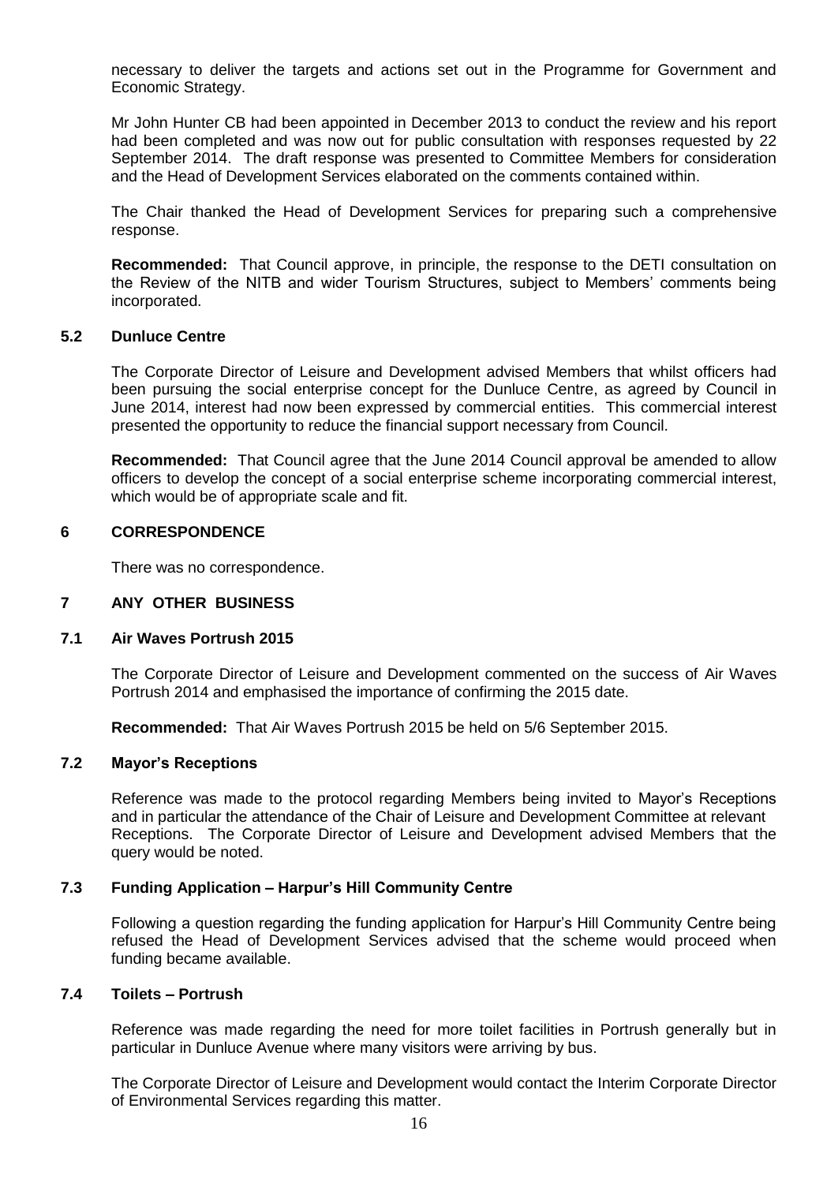necessary to deliver the targets and actions set out in the Programme for Government and Economic Strategy.

Mr John Hunter CB had been appointed in December 2013 to conduct the review and his report had been completed and was now out for public consultation with responses requested by 22 September 2014. The draft response was presented to Committee Members for consideration and the Head of Development Services elaborated on the comments contained within.

The Chair thanked the Head of Development Services for preparing such a comprehensive response.

**Recommended:** That Council approve, in principle, the response to the DETI consultation on the Review of the NITB and wider Tourism Structures, subject to Members' comments being incorporated.

### 5.2 Dunluce Centre

The Corporate Director of Leisure and Development advised Members that whilst officers had been pursuing the social enterprise concept for the Dunluce Centre, as agreed by Council in June 2014, interest had now been expressed by commercial entities. This commercial interest presented the opportunity to reduce the financial support necessary from Council.

**Recommended:** That Council agree that the June 2014 Council approval be amended to allow officers to develop the concept of a social enterprise scheme incorporating commercial interest, which would be of appropriate scale and fit.

## 6 CORRESPONDENCE

There was no correspondence.

## 7 ANY OTHER BUSINESS

### 7.1 Air Waves Portrush 2015

The Corporate Director of Leisure and Development commented on the success of Air Waves Portrush 2014 and emphasised the importance of confirming the 2015 date.

**Recommended:** That Air Waves Portrush 2015 be held on 5/6 September 2015.

### 7.2 Mayor's Receptions

Reference was made to the protocol regarding Members being invited to Mayor's Receptions and in particular the attendance of the Chair of Leisure and Development Committee at relevant Receptions. The Corporate Director of Leisure and Development advised Members that the query would be noted.

### 7.3 Funding Application – Harpur's Hill Community Centre

Following a question regarding the funding application for Harpur's Hill Community Centre being refused the Head of Development Services advised that the scheme would proceed when funding became available.

### 7.4 Toilets – Portrush

Reference was made regarding the need for more toilet facilities in Portrush generally but in particular in Dunluce Avenue where many visitors were arriving by bus.

The Corporate Director of Leisure and Development would contact the Interim Corporate Director of Environmental Services regarding this matter.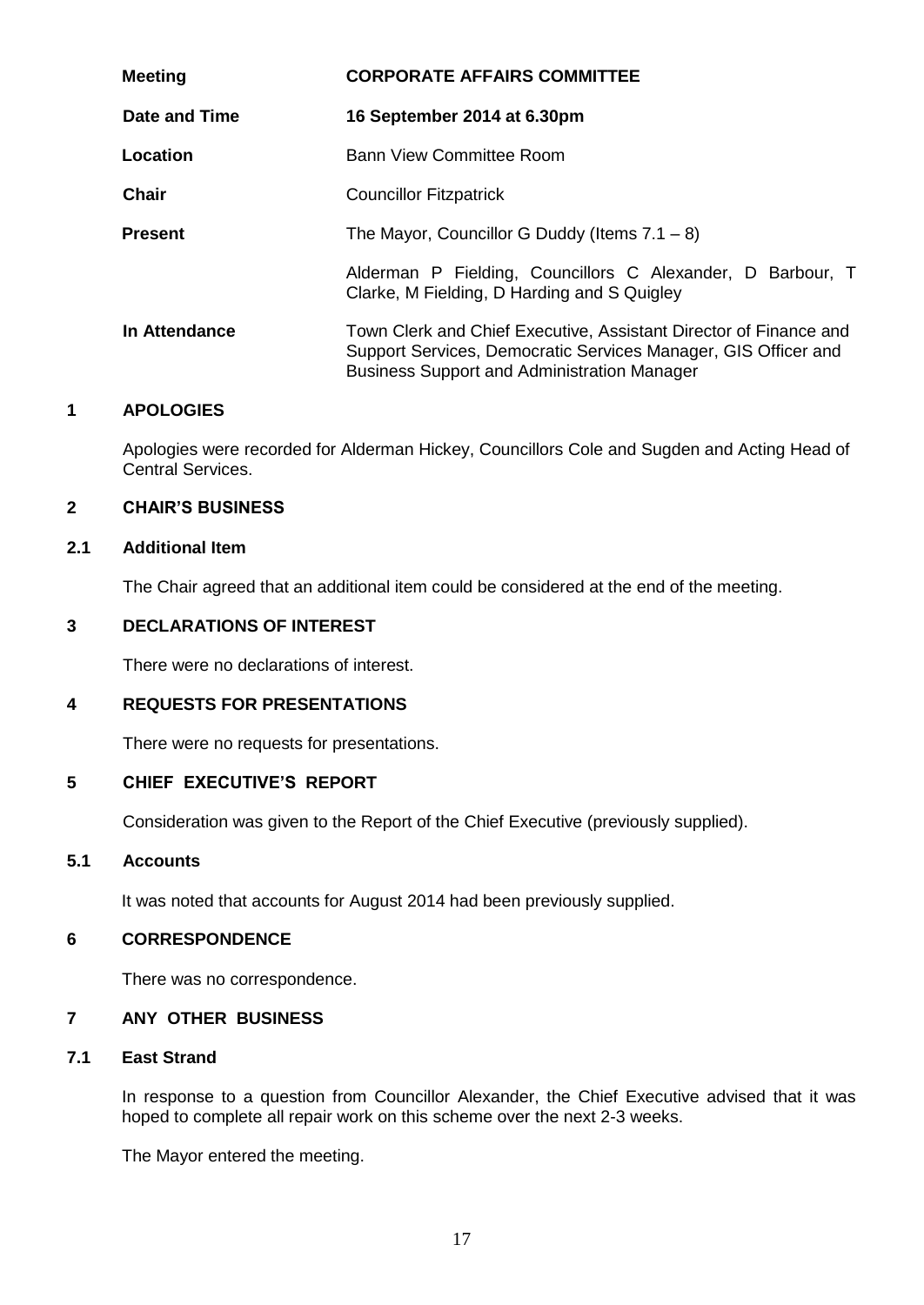| | |
|---|---|
| **Meeting** | **CORPORATE AFFAIRS COMMITTEE** |
| **Date and Time** | **16 September 2014 at 6.30pm** |
| **Location** | Bann View Committee Room |
| **Chair** | Councillor Fitzpatrick |
| **Present** | The Mayor, Councillor G Duddy (Items 7.1 – 8)<br><br>Alderman P Fielding, Councillors C Alexander, D Barbour, T Clarke, M Fielding, D Harding and S Quigley |
| **In Attendance** | Town Clerk and Chief Executive, Assistant Director of Finance and Support Services, Democratic Services Manager, GIS Officer and Business Support and Administration Manager |

## 1 APOLOGIES

Apologies were recorded for Alderman Hickey, Councillors Cole and Sugden and Acting Head of Central Services.

## 2 CHAIR'S BUSINESS

### 2.1 Additional Item

The Chair agreed that an additional item could be considered at the end of the meeting.

## 3 DECLARATIONS OF INTEREST

There were no declarations of interest.

## 4 REQUESTS FOR PRESENTATIONS

There were no requests for presentations.

## 5 CHIEF EXECUTIVE'S REPORT

Consideration was given to the Report of the Chief Executive (previously supplied).

### 5.1 Accounts

It was noted that accounts for August 2014 had been previously supplied.

## 6 CORRESPONDENCE

There was no correspondence.

## 7 ANY OTHER BUSINESS

### 7.1 East Strand

In response to a question from Councillor Alexander, the Chief Executive advised that it was hoped to complete all repair work on this scheme over the next 2-3 weeks.

The Mayor entered the meeting.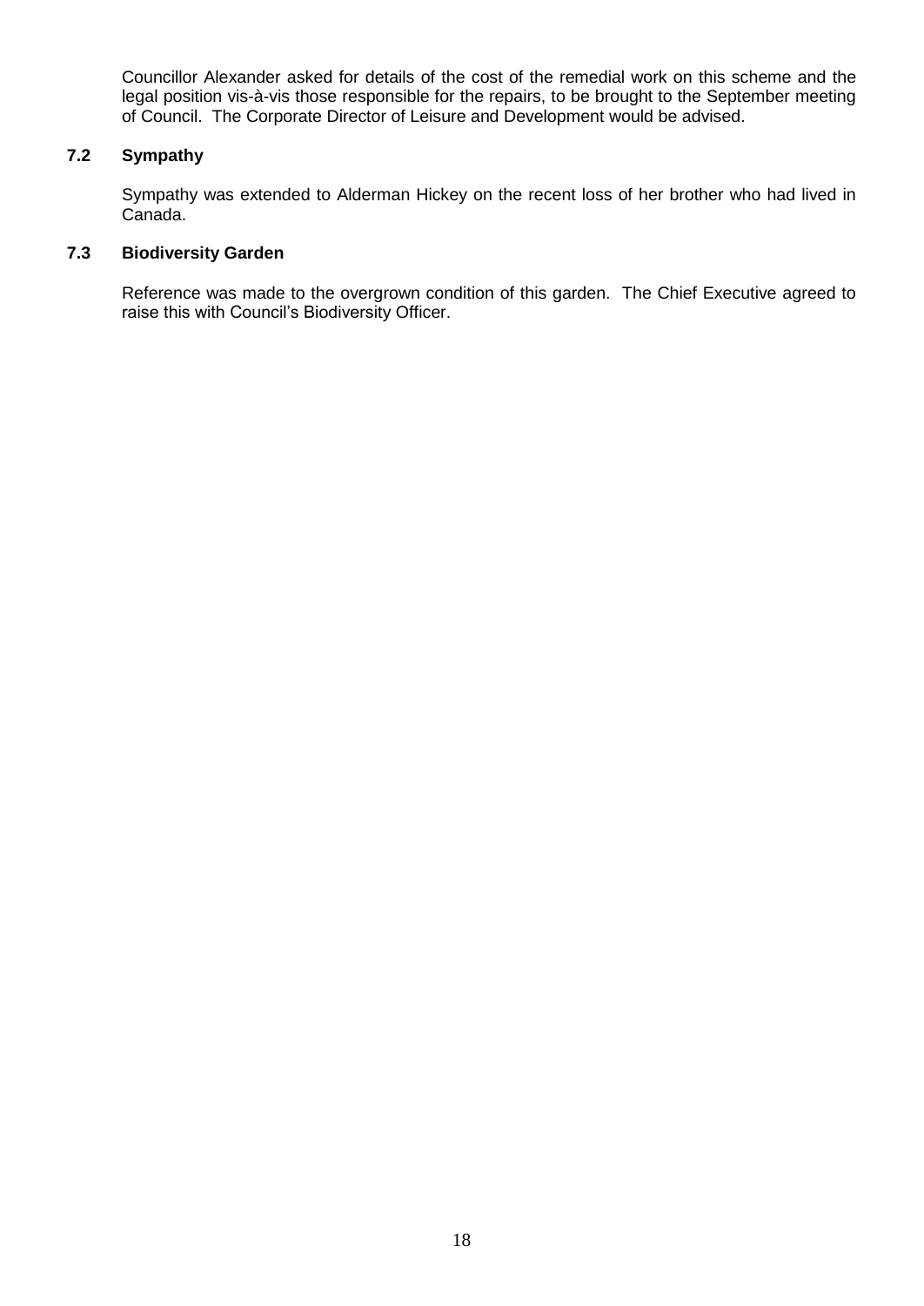Councillor Alexander asked for details of the cost of the remedial work on this scheme and the legal position vis-à-vis those responsible for the repairs, to be brought to the September meeting of Council. The Corporate Director of Leisure and Development would be advised.

**7.2 Sympathy**

Sympathy was extended to Alderman Hickey on the recent loss of her brother who had lived in Canada.

**7.3 Biodiversity Garden**

Reference was made to the overgrown condition of this garden. The Chief Executive agreed to raise this with Council's Biodiversity Officer.